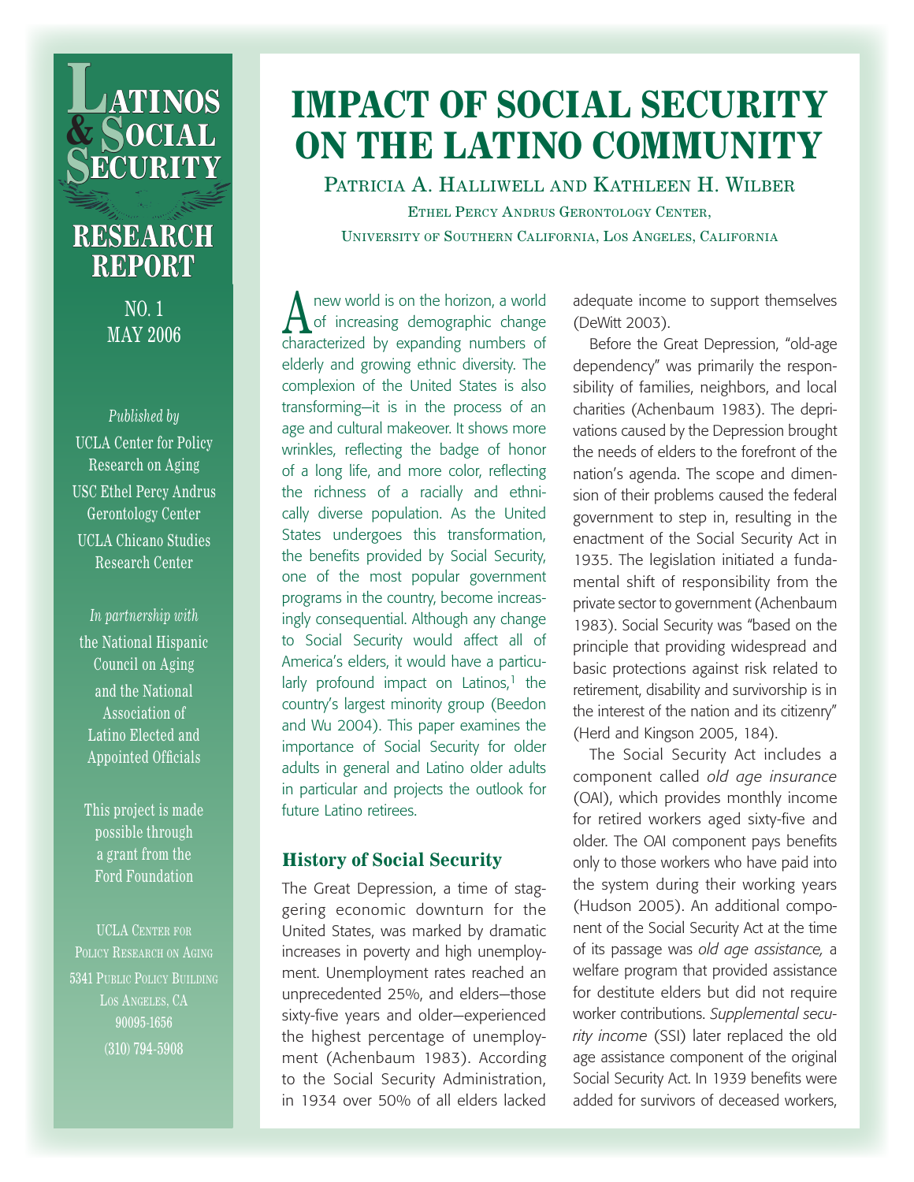# Latinos & Social Security

## Research Report

NO. 1
MAY 2006

*Published by*
UCLA Center for Policy Research on Aging
USC Ethel Percy Andrus Gerontology Center
UCLA Chicano Studies Research Center

*In partnership with*
the National Hispanic Council on Aging and the National Association of Latino Elected and Appointed Officials

This project is made possible through a grant from the Ford Foundation

UCLA Center for Policy Research on Aging
5341 Public Policy Building
Los Angeles, CA
90095-1656
(310) 794-5908

# IMPACT OF SOCIAL SECURITY ON THE LATINO COMMUNITY

Patricia A. Halliwell and Kathleen H. Wilber

Ethel Percy Andrus Gerontology Center,
University of Southern California, Los Angeles, California

A new world is on the horizon, a world of increasing demographic change characterized by expanding numbers of elderly and growing ethnic diversity. The complexion of the United States is also transforming—it is in the process of an age and cultural makeover. It shows more wrinkles, reflecting the badge of honor of a long life, and more color, reflecting the richness of a racially and ethnically diverse population. As the United States undergoes this transformation, the benefits provided by Social Security, one of the most popular government programs in the country, become increasingly consequential. Although any change to Social Security would affect all of America's elders, it would have a particularly profound impact on Latinos,[1] the country's largest minority group (Beedon and Wu 2004). This paper examines the importance of Social Security for older adults in general and Latino older adults in particular and projects the outlook for future Latino retirees.

## History of Social Security

The Great Depression, a time of staggering economic downturn for the United States, was marked by dramatic increases in poverty and high unemployment. Unemployment rates reached an unprecedented 25%, and elders—those sixty-five years and older—experienced the highest percentage of unemployment (Achenbaum 1983). According to the Social Security Administration, in 1934 over 50% of all elders lacked adequate income to support themselves (DeWitt 2003).

Before the Great Depression, "old-age dependency" was primarily the responsibility of families, neighbors, and local charities (Achenbaum 1983). The deprivations caused by the Depression brought the needs of elders to the forefront of the nation's agenda. The scope and dimension of their problems caused the federal government to step in, resulting in the enactment of the Social Security Act in 1935. The legislation initiated a fundamental shift of responsibility from the private sector to government (Achenbaum 1983). Social Security was "based on the principle that providing widespread and basic protections against risk related to retirement, disability and survivorship is in the interest of the nation and its citizenry" (Herd and Kingson 2005, 184).

The Social Security Act includes a component called *old age insurance* (OAI), which provides monthly income for retired workers aged sixty-five and older. The OAI component pays benefits only to those workers who have paid into the system during their working years (Hudson 2005). An additional component of the Social Security Act at the time of its passage was *old age assistance,* a welfare program that provided assistance for destitute elders but did not require worker contributions. *Supplemental security income* (SSI) later replaced the old age assistance component of the original Social Security Act. In 1939 benefits were added for survivors of deceased workers,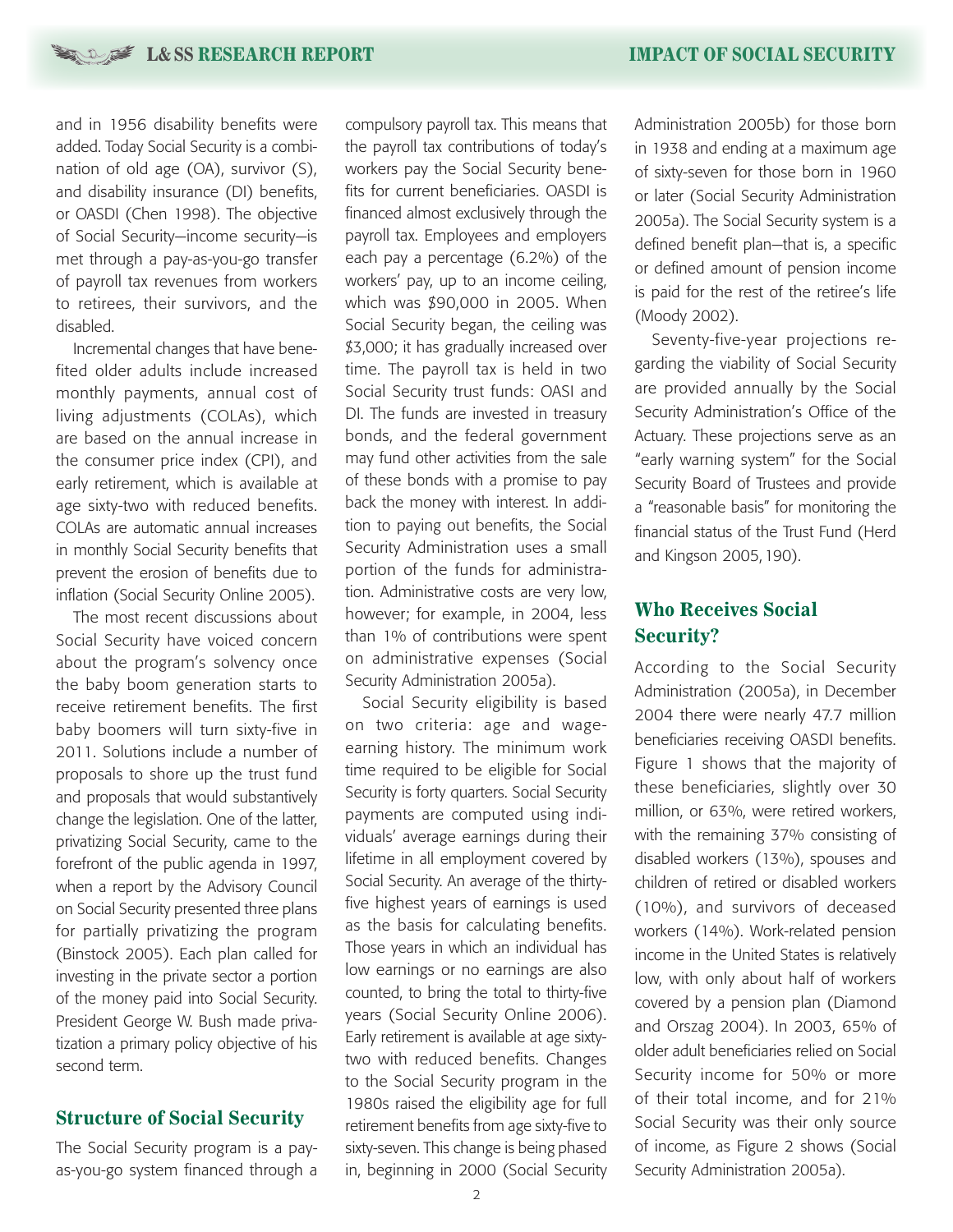and in 1956 disability benefits were added. Today Social Security is a combination of old age (OA), survivor (S), and disability insurance (DI) benefits, or OASDI (Chen 1998). The objective of Social Security—income security—is met through a pay-as-you-go transfer of payroll tax revenues from workers to retirees, their survivors, and the disabled.

Incremental changes that have benefited older adults include increased monthly payments, annual cost of living adjustments (COLAs), which are based on the annual increase in the consumer price index (CPI), and early retirement, which is available at age sixty-two with reduced benefits. COLAs are automatic annual increases in monthly Social Security benefits that prevent the erosion of benefits due to inflation (Social Security Online 2005).

The most recent discussions about Social Security have voiced concern about the program's solvency once the baby boom generation starts to receive retirement benefits. The first baby boomers will turn sixty-five in 2011. Solutions include a number of proposals to shore up the trust fund and proposals that would substantively change the legislation. One of the latter, privatizing Social Security, came to the forefront of the public agenda in 1997, when a report by the Advisory Council on Social Security presented three plans for partially privatizing the program (Binstock 2005). Each plan called for investing in the private sector a portion of the money paid into Social Security. President George W. Bush made privatization a primary policy objective of his second term.

## Structure of Social Security

The Social Security program is a pay-as-you-go system financed through a compulsory payroll tax. This means that the payroll tax contributions of today's workers pay the Social Security benefits for current beneficiaries. OASDI is financed almost exclusively through the payroll tax. Employees and employers each pay a percentage (6.2%) of the workers' pay, up to an income ceiling, which was $90,000 in 2005. When Social Security began, the ceiling was $3,000; it has gradually increased over time. The payroll tax is held in two Social Security trust funds: OASI and DI. The funds are invested in treasury bonds, and the federal government may fund other activities from the sale of these bonds with a promise to pay back the money with interest. In addition to paying out benefits, the Social Security Administration uses a small portion of the funds for administration. Administrative costs are very low, however; for example, in 2004, less than 1% of contributions were spent on administrative expenses (Social Security Administration 2005a).

Social Security eligibility is based on two criteria: age and wage-earning history. The minimum work time required to be eligible for Social Security is forty quarters. Social Security payments are computed using individuals' average earnings during their lifetime in all employment covered by Social Security. An average of the thirty-five highest years of earnings is used as the basis for calculating benefits. Those years in which an individual has low earnings or no earnings are also counted, to bring the total to thirty-five years (Social Security Online 2006). Early retirement is available at age sixty-two with reduced benefits. Changes to the Social Security program in the 1980s raised the eligibility age for full retirement benefits from age sixty-five to sixty-seven. This change is being phased in, beginning in 2000 (Social Security Administration 2005b) for those born in 1938 and ending at a maximum age of sixty-seven for those born in 1960 or later (Social Security Administration 2005a). The Social Security system is a defined benefit plan—that is, a specific or defined amount of pension income is paid for the rest of the retiree's life (Moody 2002).

Seventy-five-year projections regarding the viability of Social Security are provided annually by the Social Security Administration's Office of the Actuary. These projections serve as an "early warning system" for the Social Security Board of Trustees and provide a "reasonable basis" for monitoring the financial status of the Trust Fund (Herd and Kingson 2005, 190).

## Who Receives Social Security?

According to the Social Security Administration (2005a), in December 2004 there were nearly 47.7 million beneficiaries receiving OASDI benefits. Figure 1 shows that the majority of these beneficiaries, slightly over 30 million, or 63%, were retired workers, with the remaining 37% consisting of disabled workers (13%), spouses and children of retired or disabled workers (10%), and survivors of deceased workers (14%). Work-related pension income in the United States is relatively low, with only about half of workers covered by a pension plan (Diamond and Orszag 2004). In 2003, 65% of older adult beneficiaries relied on Social Security income for 50% or more of their total income, and for 21% Social Security was their only source of income, as Figure 2 shows (Social Security Administration 2005a).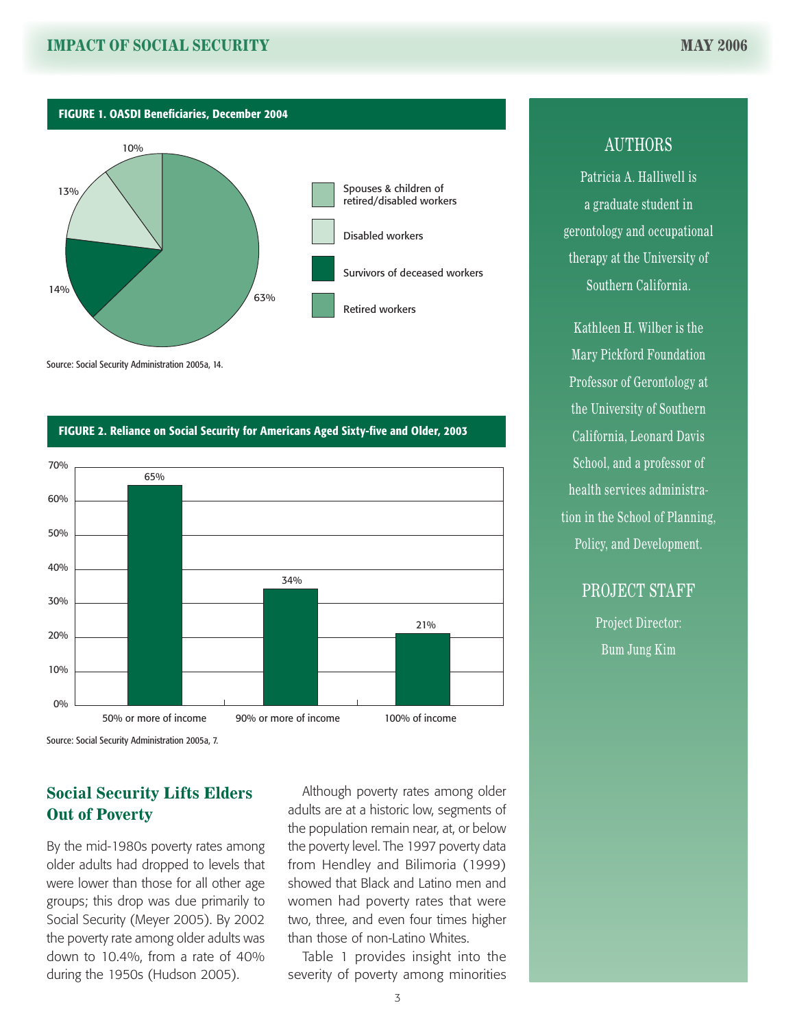**FIGURE 1. OASDI Beneficiaries, December 2004**

| Category | Percent |
|---|---|
| Spouses & children of retired/disabled workers | 10% |
| Disabled workers | 13% |
| Survivors of deceased workers | 14% |
| Retired workers | 63% |

Source: Social Security Administration 2005a, 14.

**FIGURE 2. Reliance on Social Security for Americans Aged Sixty-five and Older, 2003**

| Reliance | Percent |
|---|---|
| 50% or more of income | 65% |
| 90% or more of income | 34% |
| 100% of income | 21% |

Source: Social Security Administration 2005a, 7.

## Social Security Lifts Elders Out of Poverty

By the mid-1980s poverty rates among older adults had dropped to levels that were lower than those for all other age groups; this drop was due primarily to Social Security (Meyer 2005). By 2002 the poverty rate among older adults was down to 10.4%, from a rate of 40% during the 1950s (Hudson 2005).

Although poverty rates among older adults are at a historic low, segments of the population remain near, at, or below the poverty level. The 1997 poverty data from Hendley and Bilimoria (1999) showed that Black and Latino men and women had poverty rates that were two, three, and even four times higher than those of non-Latino Whites.

Table 1 provides insight into the severity of poverty among minorities

## AUTHORS

Patricia A. Halliwell is a graduate student in gerontology and occupational therapy at the University of Southern California.

Kathleen H. Wilber is the Mary Pickford Foundation Professor of Gerontology at the University of Southern California, Leonard Davis School, and a professor of health services administration in the School of Planning, Policy, and Development.

## PROJECT STAFF

Project Director:
Bum Jung Kim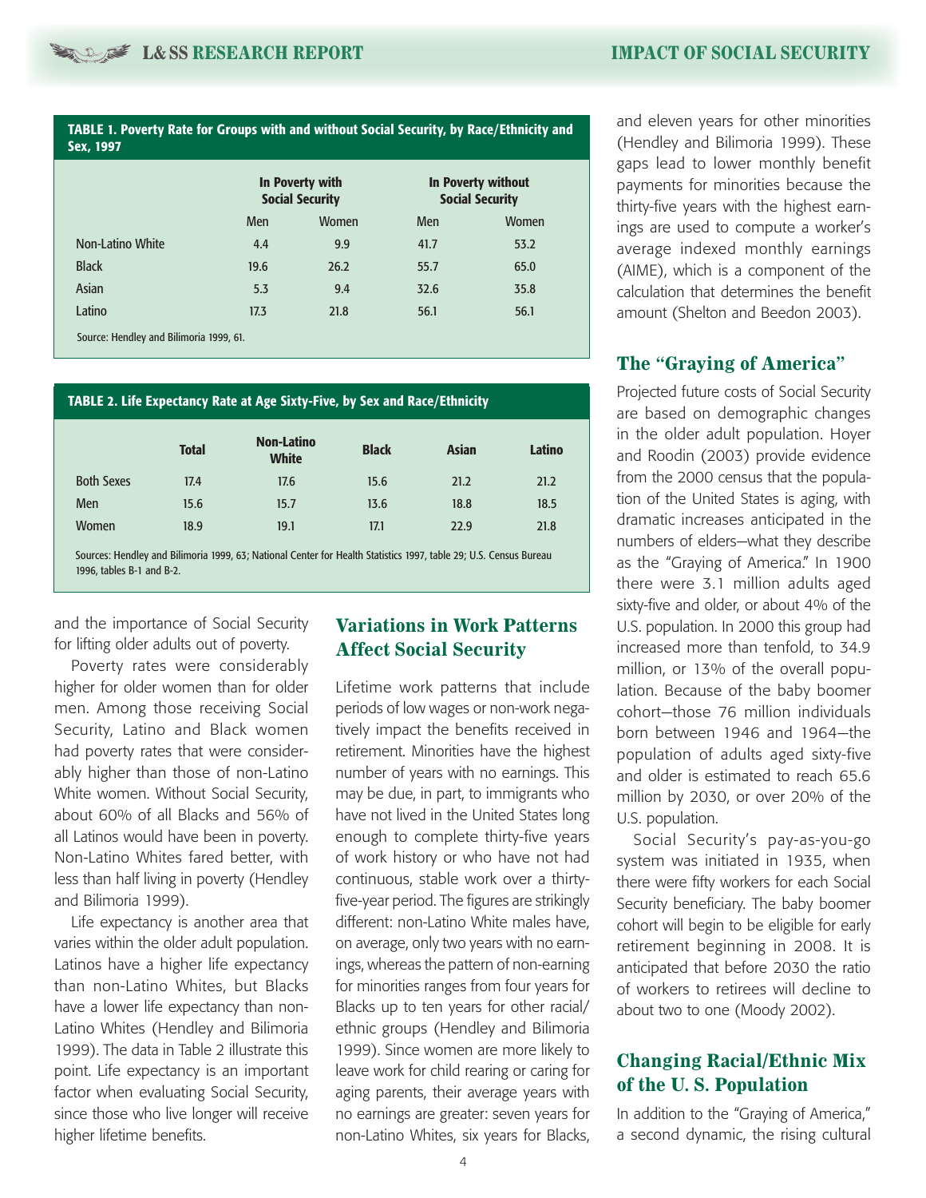**TABLE 1. Poverty Rate for Groups with and without Social Security, by Race/Ethnicity and Sex, 1997**

| | In Poverty with Social Security | | In Poverty without Social Security | |
|---|---|---|---|---|
| | Men | Women | Men | Women |
| Non-Latino White | 4.4 | 9.9 | 41.7 | 53.2 |
| Black | 19.6 | 26.2 | 55.7 | 65.0 |
| Asian | 5.3 | 9.4 | 32.6 | 35.8 |
| Latino | 17.3 | 21.8 | 56.1 | 56.1 |

Source: Hendley and Bilimoria 1999, 61.

**TABLE 2. Life Expectancy Rate at Age Sixty-Five, by Sex and Race/Ethnicity**

| | Total | Non-Latino White | Black | Asian | Latino |
|---|---|---|---|---|---|
| Both Sexes | 17.4 | 17.6 | 15.6 | 21.2 | 21.2 |
| Men | 15.6 | 15.7 | 13.6 | 18.8 | 18.5 |
| Women | 18.9 | 19.1 | 17.1 | 22.9 | 21.8 |

Sources: Hendley and Bilimoria 1999, 63; National Center for Health Statistics 1997, table 29; U.S. Census Bureau 1996, tables B-1 and B-2.

and the importance of Social Security for lifting older adults out of poverty.

Poverty rates were considerably higher for older women than for older men. Among those receiving Social Security, Latino and Black women had poverty rates that were considerably higher than those of non-Latino White women. Without Social Security, about 60% of all Blacks and 56% of all Latinos would have been in poverty. Non-Latino Whites fared better, with less than half living in poverty (Hendley and Bilimoria 1999).

Life expectancy is another area that varies within the older adult population. Latinos have a higher life expectancy than non-Latino Whites, but Blacks have a lower life expectancy than non-Latino Whites (Hendley and Bilimoria 1999). The data in Table 2 illustrate this point. Life expectancy is an important factor when evaluating Social Security, since those who live longer will receive higher lifetime benefits.

## Variations in Work Patterns Affect Social Security

Lifetime work patterns that include periods of low wages or non-work negatively impact the benefits received in retirement. Minorities have the highest number of years with no earnings. This may be due, in part, to immigrants who have not lived in the United States long enough to complete thirty-five years of work history or who have not had continuous, stable work over a thirty-five-year period. The figures are strikingly different: non-Latino White males have, on average, only two years with no earnings, whereas the pattern of non-earning for minorities ranges from four years for Blacks up to ten years for other racial/ethnic groups (Hendley and Bilimoria 1999). Since women are more likely to leave work for child rearing or caring for aging parents, their average years with no earnings are greater: seven years for non-Latino Whites, six years for Blacks, and eleven years for other minorities (Hendley and Bilimoria 1999). These gaps lead to lower monthly benefit payments for minorities because the thirty-five years with the highest earnings are used to compute a worker's average indexed monthly earnings (AIME), which is a component of the calculation that determines the benefit amount (Shelton and Beedon 2003).

## The "Graying of America"

Projected future costs of Social Security are based on demographic changes in the older adult population. Hoyer and Roodin (2003) provide evidence from the 2000 census that the population of the United States is aging, with dramatic increases anticipated in the numbers of elders—what they describe as the "Graying of America." In 1900 there were 3.1 million adults aged sixty-five and older, or about 4% of the U.S. population. In 2000 this group had increased more than tenfold, to 34.9 million, or 13% of the overall population. Because of the baby boomer cohort—those 76 million individuals born between 1946 and 1964—the population of adults aged sixty-five and older is estimated to reach 65.6 million by 2030, or over 20% of the U.S. population.

Social Security's pay-as-you-go system was initiated in 1935, when there were fifty workers for each Social Security beneficiary. The baby boomer cohort will begin to be eligible for early retirement beginning in 2008. It is anticipated that before 2030 the ratio of workers to retirees will decline to about two to one (Moody 2002).

## Changing Racial/Ethnic Mix of the U. S. Population

In addition to the "Graying of America," a second dynamic, the rising cultural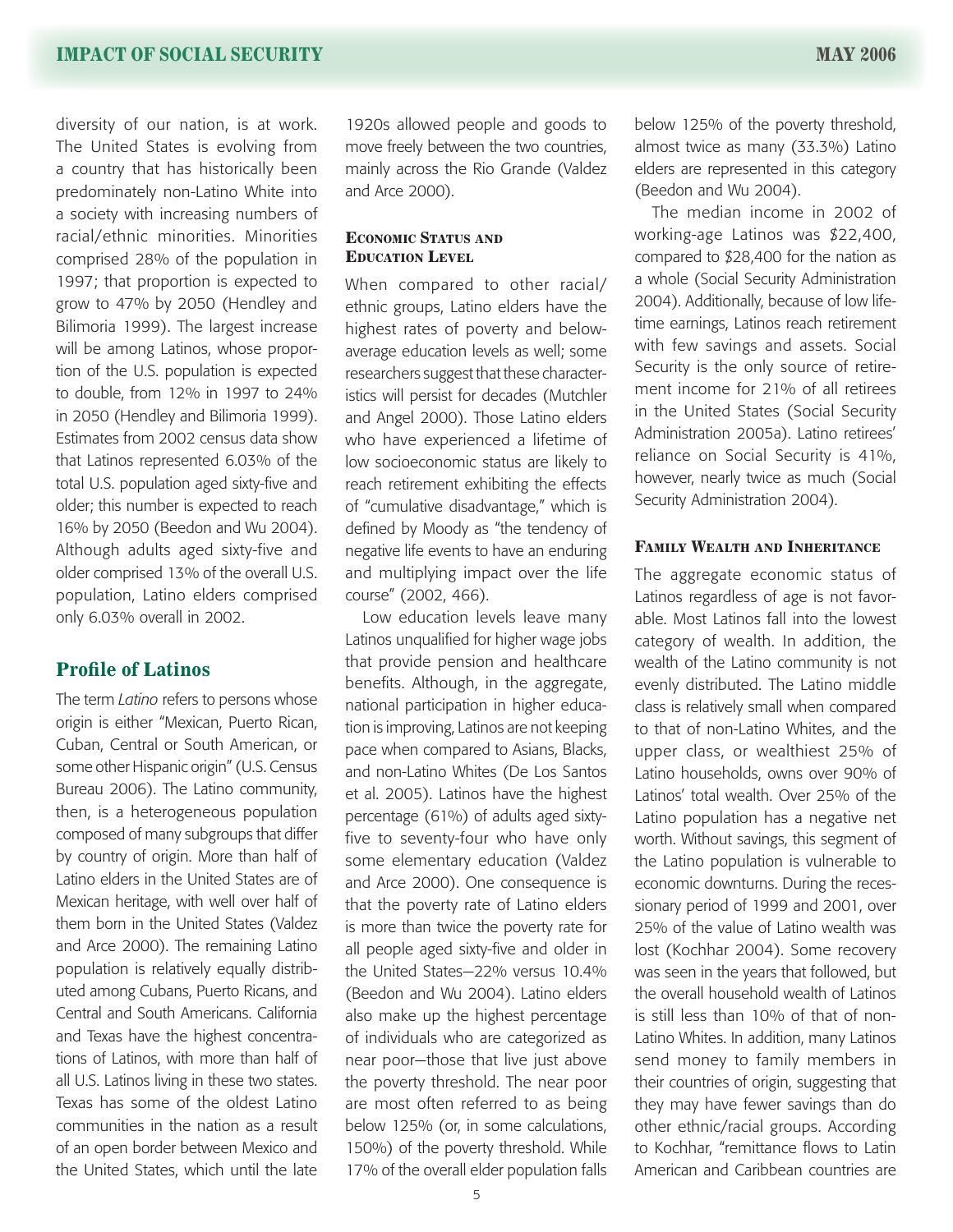diversity of our nation, is at work. The United States is evolving from a country that has historically been predominately non-Latino White into a society with increasing numbers of racial/ethnic minorities. Minorities comprised 28% of the population in 1997; that proportion is expected to grow to 47% by 2050 (Hendley and Bilimoria 1999). The largest increase will be among Latinos, whose proportion of the U.S. population is expected to double, from 12% in 1997 to 24% in 2050 (Hendley and Bilimoria 1999). Estimates from 2002 census data show that Latinos represented 6.03% of the total U.S. population aged sixty-five and older; this number is expected to reach 16% by 2050 (Beedon and Wu 2004). Although adults aged sixty-five and older comprised 13% of the overall U.S. population, Latino elders comprised only 6.03% overall in 2002.

## Profile of Latinos

The term *Latino* refers to persons whose origin is either "Mexican, Puerto Rican, Cuban, Central or South American, or some other Hispanic origin" (U.S. Census Bureau 2006). The Latino community, then, is a heterogeneous population composed of many subgroups that differ by country of origin. More than half of Latino elders in the United States are of Mexican heritage, with well over half of them born in the United States (Valdez and Arce 2000). The remaining Latino population is relatively equally distributed among Cubans, Puerto Ricans, and Central and South Americans. California and Texas have the highest concentrations of Latinos, with more than half of all U.S. Latinos living in these two states. Texas has some of the oldest Latino communities in the nation as a result of an open border between Mexico and the United States, which until the late 1920s allowed people and goods to move freely between the two countries, mainly across the Rio Grande (Valdez and Arce 2000).

### Economic Status and Education Level

When compared to other racial/ethnic groups, Latino elders have the highest rates of poverty and below-average education levels as well; some researchers suggest that these characteristics will persist for decades (Mutchler and Angel 2000). Those Latino elders who have experienced a lifetime of low socioeconomic status are likely to reach retirement exhibiting the effects of "cumulative disadvantage," which is defined by Moody as "the tendency of negative life events to have an enduring and multiplying impact over the life course" (2002, 466).

Low education levels leave many Latinos unqualified for higher wage jobs that provide pension and healthcare benefits. Although, in the aggregate, national participation in higher education is improving, Latinos are not keeping pace when compared to Asians, Blacks, and non-Latino Whites (De Los Santos et al. 2005). Latinos have the highest percentage (61%) of adults aged sixty-five to seventy-four who have only some elementary education (Valdez and Arce 2000). One consequence is that the poverty rate of Latino elders is more than twice the poverty rate for all people aged sixty-five and older in the United States—22% versus 10.4% (Beedon and Wu 2004). Latino elders also make up the highest percentage of individuals who are categorized as near poor—those that live just above the poverty threshold. The near poor are most often referred to as being below 125% (or, in some calculations, 150%) of the poverty threshold. While 17% of the overall elder population falls below 125% of the poverty threshold, almost twice as many (33.3%) Latino elders are represented in this category (Beedon and Wu 2004).

The median income in 2002 of working-age Latinos was $22,400, compared to $28,400 for the nation as a whole (Social Security Administration 2004). Additionally, because of low lifetime earnings, Latinos reach retirement with few savings and assets. Social Security is the only source of retirement income for 21% of all retirees in the United States (Social Security Administration 2005a). Latino retirees' reliance on Social Security is 41%, however, nearly twice as much (Social Security Administration 2004).

### Family Wealth and Inheritance

The aggregate economic status of Latinos regardless of age is not favorable. Most Latinos fall into the lowest category of wealth. In addition, the wealth of the Latino community is not evenly distributed. The Latino middle class is relatively small when compared to that of non-Latino Whites, and the upper class, or wealthiest 25% of Latino households, owns over 90% of Latinos' total wealth. Over 25% of the Latino population has a negative net worth. Without savings, this segment of the Latino population is vulnerable to economic downturns. During the recessionary period of 1999 and 2001, over 25% of the value of Latino wealth was lost (Kochhar 2004). Some recovery was seen in the years that followed, but the overall household wealth of Latinos is still less than 10% of that of non-Latino Whites. In addition, many Latinos send money to family members in their countries of origin, suggesting that they may have fewer savings than do other ethnic/racial groups. According to Kochhar, "remittance flows to Latin American and Caribbean countries are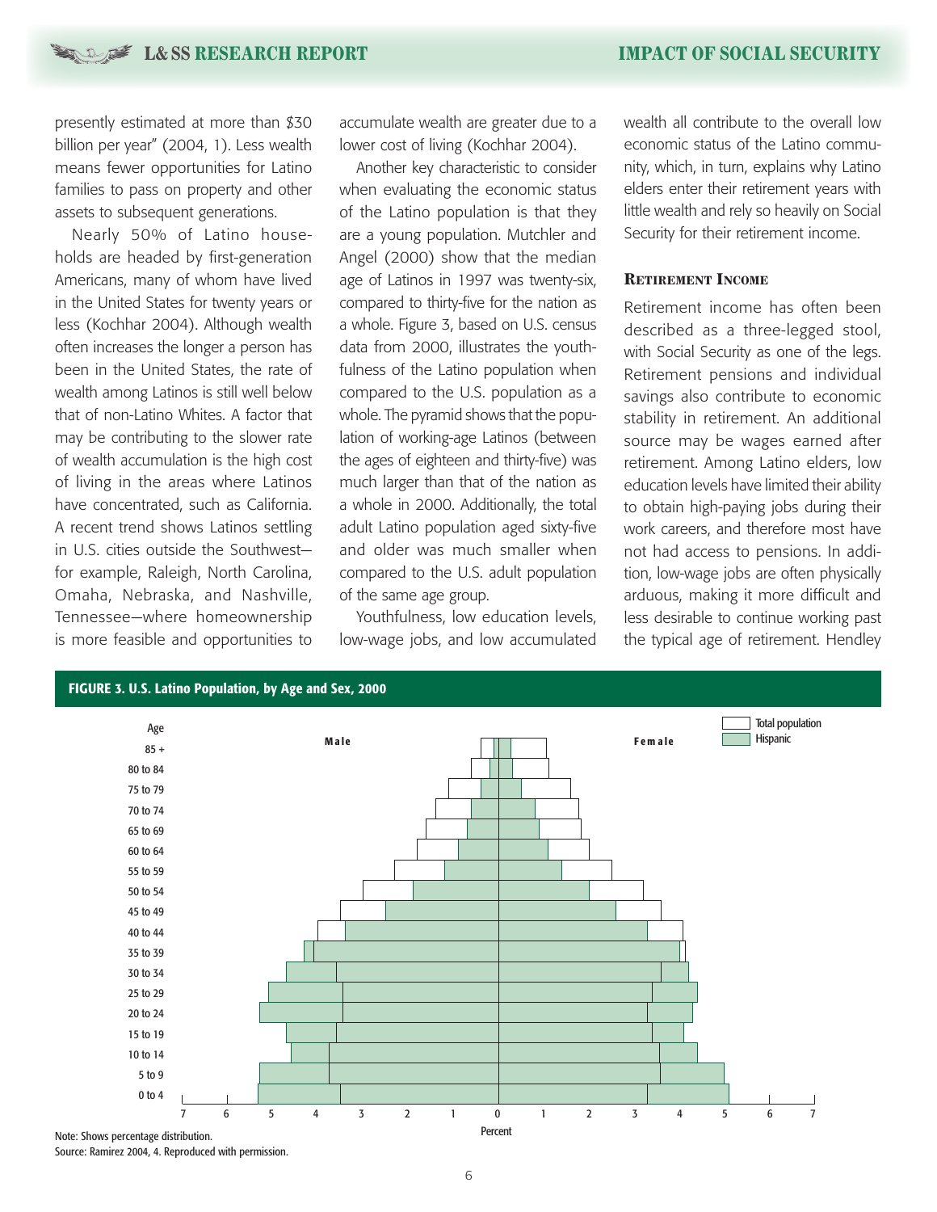presently estimated at more than $30 billion per year" (2004, 1). Less wealth means fewer opportunities for Latino families to pass on property and other assets to subsequent generations.

Nearly 50% of Latino households are headed by first-generation Americans, many of whom have lived in the United States for twenty years or less (Kochhar 2004). Although wealth often increases the longer a person has been in the United States, the rate of wealth among Latinos is still well below that of non-Latino Whites. A factor that may be contributing to the slower rate of wealth accumulation is the high cost of living in the areas where Latinos have concentrated, such as California. A recent trend shows Latinos settling in U.S. cities outside the Southwest—for example, Raleigh, North Carolina, Omaha, Nebraska, and Nashville, Tennessee—where homeownership is more feasible and opportunities to accumulate wealth are greater due to a lower cost of living (Kochhar 2004).

Another key characteristic to consider when evaluating the economic status of the Latino population is that they are a young population. Mutchler and Angel (2000) show that the median age of Latinos in 1997 was twenty-six, compared to thirty-five for the nation as a whole. Figure 3, based on U.S. census data from 2000, illustrates the youthfulness of the Latino population when compared to the U.S. population as a whole. The pyramid shows that the population of working-age Latinos (between the ages of eighteen and thirty-five) was much larger than that of the nation as a whole in 2000. Additionally, the total adult Latino population aged sixty-five and older was much smaller when compared to the U.S. adult population of the same age group.

Youthfulness, low education levels, low-wage jobs, and low accumulated wealth all contribute to the overall low economic status of the Latino community, which, in turn, explains why Latino elders enter their retirement years with little wealth and rely so heavily on Social Security for their retirement income.

## Retirement Income

Retirement income has often been described as a three-legged stool, with Social Security as one of the legs. Retirement pensions and individual savings also contribute to economic stability in retirement. An additional source may be wages earned after retirement. Among Latino elders, low education levels have limited their ability to obtain high-paying jobs during their work careers, and therefore most have not had access to pensions. In addition, low-wage jobs are often physically arduous, making it more difficult and less desirable to continue working past the typical age of retirement. Hendley

**FIGURE 3. U.S. Latino Population, by Age and Sex, 2000**

Note: Shows percentage distribution.

Source: Ramirez 2004, 4. Reproduced with permission.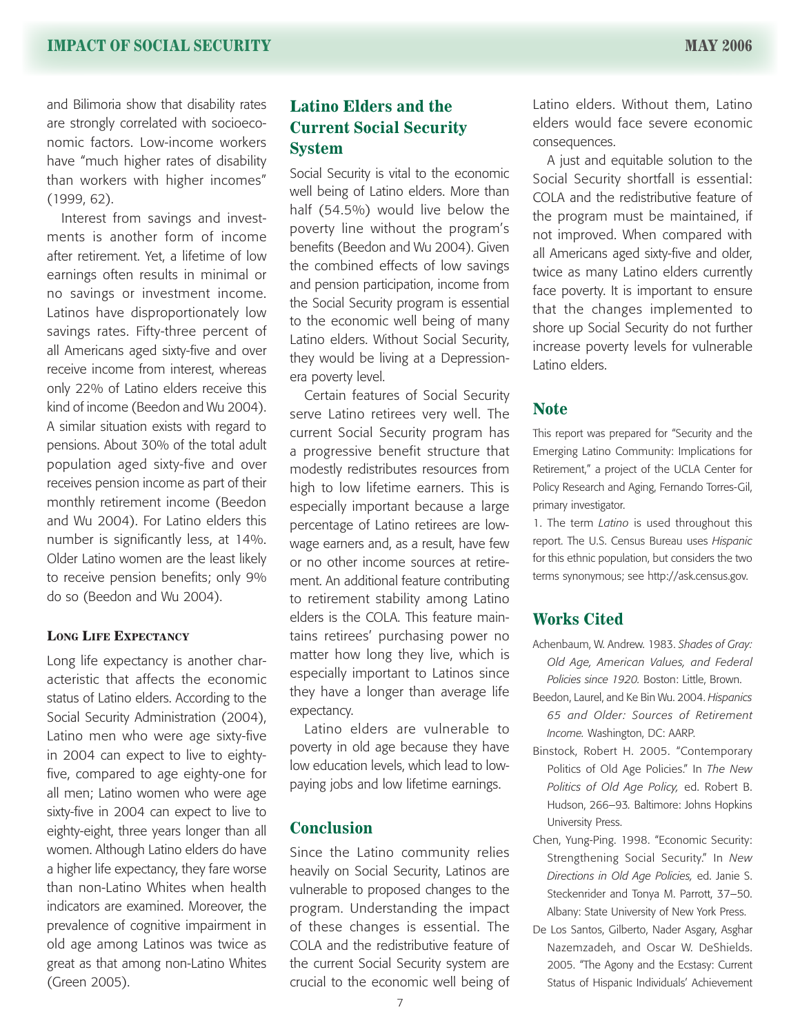and Bilimoria show that disability rates are strongly correlated with socioeconomic factors. Low-income workers have "much higher rates of disability than workers with higher incomes" (1999, 62).

Interest from savings and investments is another form of income after retirement. Yet, a lifetime of low earnings often results in minimal or no savings or investment income. Latinos have disproportionately low savings rates. Fifty-three percent of all Americans aged sixty-five and over receive income from interest, whereas only 22% of Latino elders receive this kind of income (Beedon and Wu 2004). A similar situation exists with regard to pensions. About 30% of the total adult population aged sixty-five and over receives pension income as part of their monthly retirement income (Beedon and Wu 2004). For Latino elders this number is significantly less, at 14%. Older Latino women are the least likely to receive pension benefits; only 9% do so (Beedon and Wu 2004).

### Long Life Expectancy

Long life expectancy is another characteristic that affects the economic status of Latino elders. According to the Social Security Administration (2004), Latino men who were age sixty-five in 2004 can expect to live to eighty-five, compared to age eighty-one for all men; Latino women who were age sixty-five in 2004 can expect to live to eighty-eight, three years longer than all women. Although Latino elders do have a higher life expectancy, they fare worse than non-Latino Whites when health indicators are examined. Moreover, the prevalence of cognitive impairment in old age among Latinos was twice as great as that among non-Latino Whites (Green 2005).

## Latino Elders and the Current Social Security System

Social Security is vital to the economic well being of Latino elders. More than half (54.5%) would live below the poverty line without the program's benefits (Beedon and Wu 2004). Given the combined effects of low savings and pension participation, income from the Social Security program is essential to the economic well being of many Latino elders. Without Social Security, they would be living at a Depression-era poverty level.

Certain features of Social Security serve Latino retirees very well. The current Social Security program has a progressive benefit structure that modestly redistributes resources from high to low lifetime earners. This is especially important because a large percentage of Latino retirees are low-wage earners and, as a result, have few or no other income sources at retirement. An additional feature contributing to retirement stability among Latino elders is the COLA. This feature maintains retirees' purchasing power no matter how long they live, which is especially important to Latinos since they have a longer than average life expectancy.

Latino elders are vulnerable to poverty in old age because they have low education levels, which lead to low-paying jobs and low lifetime earnings.

## Conclusion

Since the Latino community relies heavily on Social Security, Latinos are vulnerable to proposed changes to the program. Understanding the impact of these changes is essential. The COLA and the redistributive feature of the current Social Security system are crucial to the economic well being of Latino elders. Without them, Latino elders would face severe economic consequences.

A just and equitable solution to the Social Security shortfall is essential: COLA and the redistributive feature of the program must be maintained, if not improved. When compared with all Americans aged sixty-five and older, twice as many Latino elders currently face poverty. It is important to ensure that the changes implemented to shore up Social Security do not further increase poverty levels for vulnerable Latino elders.

## Note

This report was prepared for "Security and the Emerging Latino Community: Implications for Retirement," a project of the UCLA Center for Policy Research and Aging, Fernando Torres-Gil, primary investigator.

1. The term *Latino* is used throughout this report. The U.S. Census Bureau uses *Hispanic* for this ethnic population, but considers the two terms synonymous; see http://ask.census.gov.

## Works Cited

Achenbaum, W. Andrew. 1983. *Shades of Gray: Old Age, American Values, and Federal Policies since 1920.* Boston: Little, Brown.

Beedon, Laurel, and Ke Bin Wu. 2004. *Hispanics 65 and Older: Sources of Retirement Income.* Washington, DC: AARP.

Binstock, Robert H. 2005. "Contemporary Politics of Old Age Policies." In *The New Politics of Old Age Policy,* ed. Robert B. Hudson, 266–93. Baltimore: Johns Hopkins University Press.

Chen, Yung-Ping. 1998. "Economic Security: Strengthening Social Security." In *New Directions in Old Age Policies,* ed. Janie S. Steckenrider and Tonya M. Parrott, 37–50. Albany: State University of New York Press.

De Los Santos, Gilberto, Nader Asgary, Asghar Nazemzadeh, and Oscar W. DeShields. 2005. "The Agony and the Ecstasy: Current Status of Hispanic Individuals' Achievement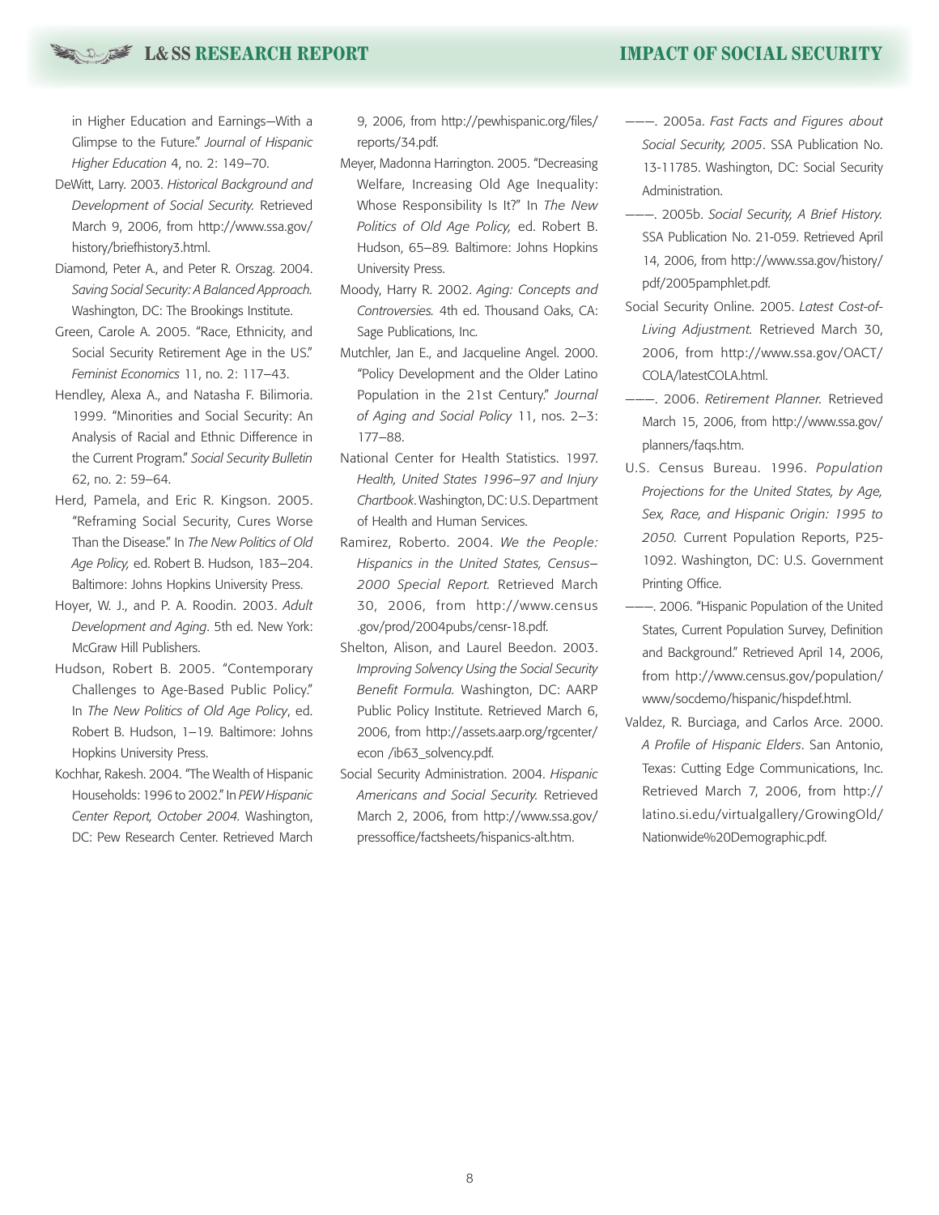in Higher Education and Earnings—With a Glimpse to the Future." *Journal of Hispanic Higher Education* 4, no. 2: 149–70.

DeWitt, Larry. 2003. *Historical Background and Development of Social Security.* Retrieved March 9, 2006, from http://www.ssa.gov/history/briefhistory3.html.

Diamond, Peter A., and Peter R. Orszag. 2004. *Saving Social Security: A Balanced Approach.* Washington, DC: The Brookings Institute.

Green, Carole A. 2005. "Race, Ethnicity, and Social Security Retirement Age in the US." *Feminist Economics* 11, no. 2: 117–43.

Hendley, Alexa A., and Natasha F. Bilimoria. 1999. "Minorities and Social Security: An Analysis of Racial and Ethnic Difference in the Current Program." *Social Security Bulletin* 62, no. 2: 59–64.

Herd, Pamela, and Eric R. Kingson. 2005. "Reframing Social Security, Cures Worse Than the Disease." In *The New Politics of Old Age Policy,* ed. Robert B. Hudson, 183–204. Baltimore: Johns Hopkins University Press.

Hoyer, W. J., and P. A. Roodin. 2003. *Adult Development and Aging*. 5th ed. New York: McGraw Hill Publishers.

Hudson, Robert B. 2005. "Contemporary Challenges to Age-Based Public Policy." In *The New Politics of Old Age Policy*, ed. Robert B. Hudson, 1–19. Baltimore: Johns Hopkins University Press.

Kochhar, Rakesh. 2004. "The Wealth of Hispanic Households: 1996 to 2002." In *PEW Hispanic Center Report, October 2004.* Washington, DC: Pew Research Center. Retrieved March 9, 2006, from http://pewhispanic.org/files/reports/34.pdf.

Meyer, Madonna Harrington. 2005. "Decreasing Welfare, Increasing Old Age Inequality: Whose Responsibility Is It?" In *The New Politics of Old Age Policy,* ed. Robert B. Hudson, 65–89. Baltimore: Johns Hopkins University Press.

Moody, Harry R. 2002. *Aging: Concepts and Controversies.* 4th ed. Thousand Oaks, CA: Sage Publications, Inc.

Mutchler, Jan E., and Jacqueline Angel. 2000. "Policy Development and the Older Latino Population in the 21st Century." *Journal of Aging and Social Policy* 11, nos. 2–3: 177–88.

National Center for Health Statistics. 1997. *Health, United States 1996–97 and Injury Chartbook*. Washington, DC: U.S. Department of Health and Human Services.

Ramirez, Roberto. 2004. *We the People: Hispanics in the United States, Census–2000 Special Report.* Retrieved March 30, 2006, from http://www.census.gov/prod/2004pubs/censr-18.pdf.

Shelton, Alison, and Laurel Beedon. 2003. *Improving Solvency Using the Social Security Benefit Formula.* Washington, DC: AARP Public Policy Institute. Retrieved March 6, 2006, from http://assets.aarp.org/rgcenter/econ /ib63_solvency.pdf.

Social Security Administration. 2004. *Hispanic Americans and Social Security.* Retrieved March 2, 2006, from http://www.ssa.gov/pressoffice/factsheets/hispanics-alt.htm.

———. 2005a. *Fast Facts and Figures about Social Security, 2005*. SSA Publication No. 13-11785. Washington, DC: Social Security Administration.

———. 2005b. *Social Security, A Brief History.* SSA Publication No. 21-059. Retrieved April 14, 2006, from http://www.ssa.gov/history/pdf/2005pamphlet.pdf.

Social Security Online. 2005. *Latest Cost-of-Living Adjustment.* Retrieved March 30, 2006, from http://www.ssa.gov/OACT/COLA/latestCOLA.html.

———. 2006. *Retirement Planner.* Retrieved March 15, 2006, from http://www.ssa.gov/planners/faqs.htm.

U.S. Census Bureau. 1996. *Population Projections for the United States, by Age, Sex, Race, and Hispanic Origin: 1995 to 2050.* Current Population Reports, P25-1092. Washington, DC: U.S. Government Printing Office.

———. 2006. "Hispanic Population of the United States, Current Population Survey, Definition and Background." Retrieved April 14, 2006, from http://www.census.gov/population/www/socdemo/hispanic/hispdef.html.

Valdez, R. Burciaga, and Carlos Arce. 2000. *A Profile of Hispanic Elders*. San Antonio, Texas: Cutting Edge Communications, Inc. Retrieved March 7, 2006, from http://latino.si.edu/virtualgallery/GrowingOld/Nationwide%20Demographic.pdf.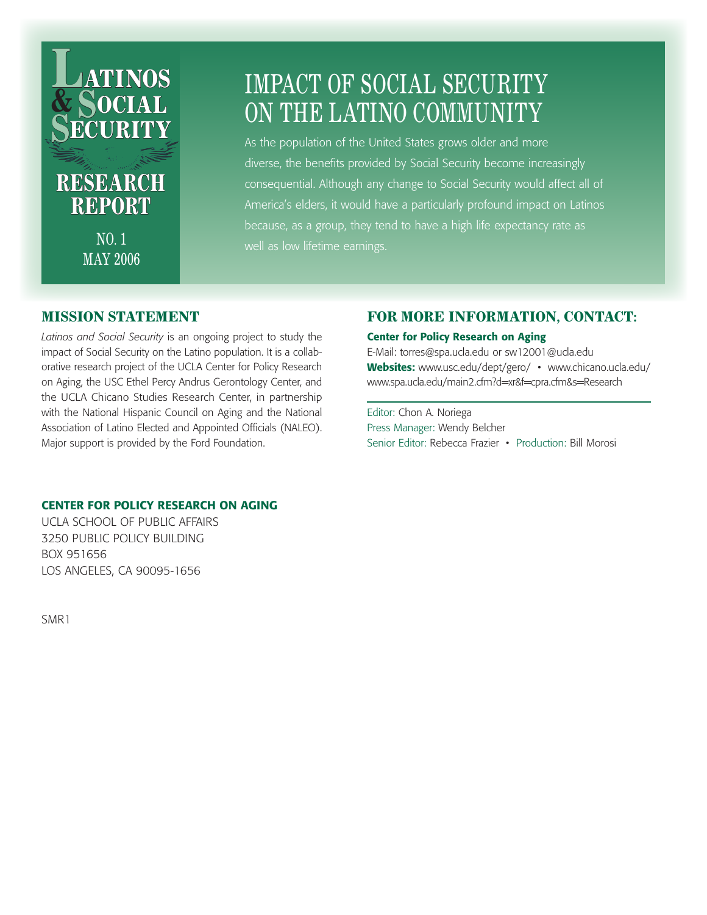# LATINOS & SOCIAL SECURITY

## RESEARCH REPORT

NO. 1
MAY 2006

# IMPACT OF SOCIAL SECURITY ON THE LATINO COMMUNITY

As the population of the United States grows older and more diverse, the benefits provided by Social Security become increasingly consequential. Although any change to Social Security would affect all of America's elders, it would have a particularly profound impact on Latinos because, as a group, they tend to have a high life expectancy rate as well as low lifetime earnings.

## MISSION STATEMENT

*Latinos and Social Security* is an ongoing project to study the impact of Social Security on the Latino population. It is a collaborative research project of the UCLA Center for Policy Research on Aging, the USC Ethel Percy Andrus Gerontology Center, and the UCLA Chicano Studies Research Center, in partnership with the National Hispanic Council on Aging and the National Association of Latino Elected and Appointed Officials (NALEO). Major support is provided by the Ford Foundation.

## FOR MORE INFORMATION, CONTACT:

**Center for Policy Research on Aging**

E-Mail: torres@spa.ucla.edu or sw12001@ucla.edu

**Websites:** www.usc.edu/dept/gero/ • www.chicano.ucla.edu/ www.spa.ucla.edu/main2.cfm?d=xr&f=cpra.cfm&s=Research

Editor: Chon A. Noriega

Press Manager: Wendy Belcher

Senior Editor: Rebecca Frazier • Production: Bill Morosi

**CENTER FOR POLICY RESEARCH ON AGING**

UCLA SCHOOL OF PUBLIC AFFAIRS
3250 PUBLIC POLICY BUILDING
BOX 951656
LOS ANGELES, CA 90095-1656

SMR1